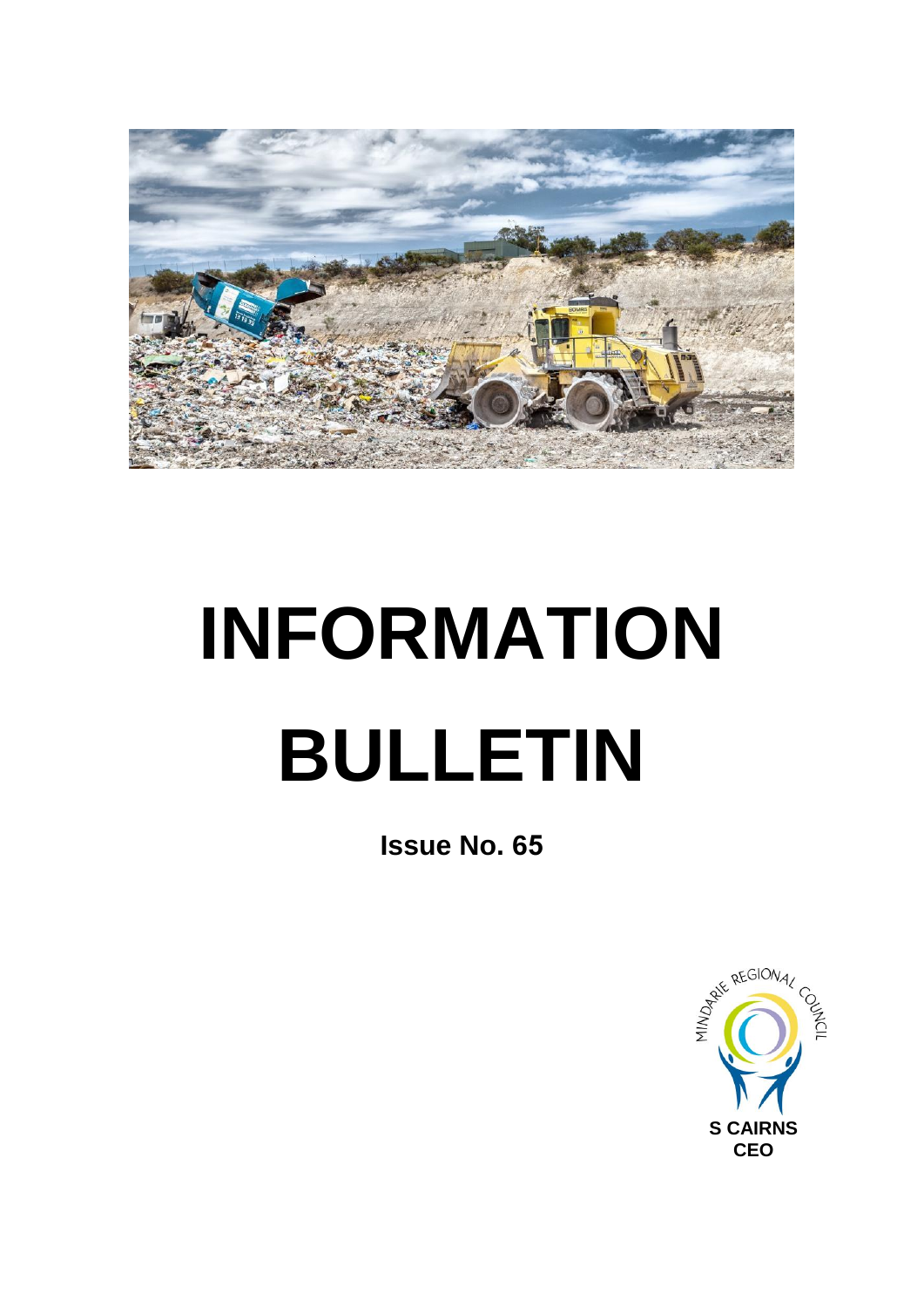# INFORMATION BULLETIN

**Issue No. 65**

MINDARIE REGIONAL COUNCIL

**S CAIRNS**
**CEO**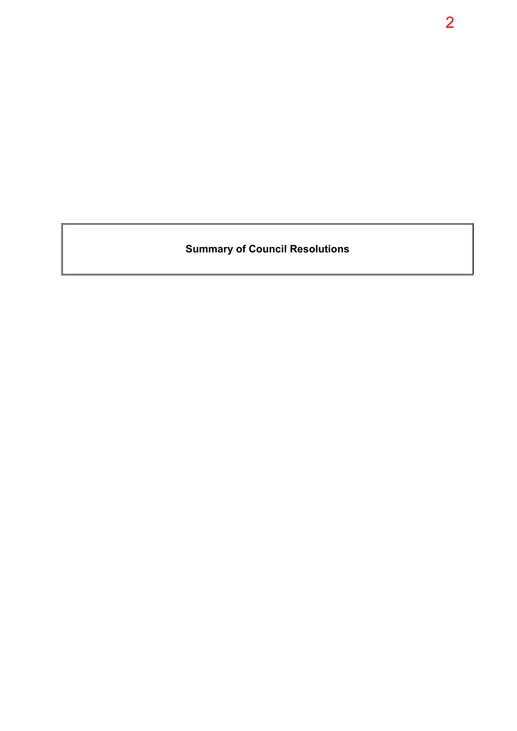**Summary of Council Resolutions**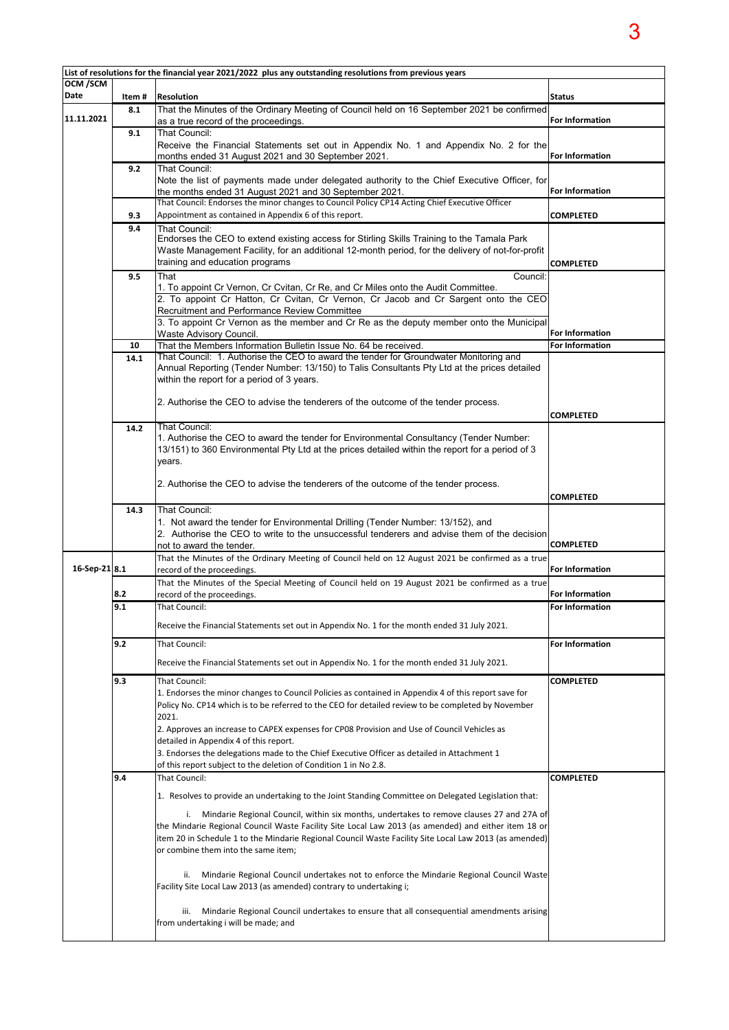| List of resolutions for the financial year 2021/2022 plus any outstanding resolutions from previous years | | | |
|---|---|---|---|
| OCM /SCM Date | Item # | Resolution | Status |
| 11.11.2021 | 8.1 | That the Minutes of the Ordinary Meeting of Council held on 16 September 2021 be confirmed as a true record of the proceedings. | For Information |
| | 9.1 | That Council:<br>Receive the Financial Statements set out in Appendix No. 1 and Appendix No. 2 for the months ended 31 August 2021 and 30 September 2021. | For Information |
| | 9.2 | That Council:<br>Note the list of payments made under delegated authority to the Chief Executive Officer, for the months ended 31 August 2021 and 30 September 2021. | For Information |
| | 9.3 | That Council: Endorses the minor changes to Council Policy CP14 Acting Chief Executive Officer Appointment as contained in Appendix 6 of this report. | COMPLETED |
| | 9.4 | That Council:<br>Endorses the CEO to extend existing access for Stirling Skills Training to the Tamala Park Waste Management Facility, for an additional 12-month period, for the delivery of not-for-profit training and education programs | COMPLETED |
| | 9.5 | That Council:<br>1. To appoint Cr Vernon, Cr Cvitan, Cr Re, and Cr Miles onto the Audit Committee.<br>2. To appoint Cr Hatton, Cr Cvitan, Cr Vernon, Cr Jacob and Cr Sargent onto the CEO Recruitment and Performance Review Committee<br>3. To appoint Cr Vernon as the member and Cr Re as the deputy member onto the Municipal Waste Advisory Council. | For Information |
| | 10 | That the Members Information Bulletin Issue No. 64 be received. | For Information |
| | 14.1 | That Council: 1. Authorise the CEO to award the tender for Groundwater Monitoring and Annual Reporting (Tender Number: 13/150) to Talis Consultants Pty Ltd at the prices detailed within the report for a period of 3 years.<br><br>2. Authorise the CEO to advise the tenderers of the outcome of the tender process. | COMPLETED |
| | 14.2 | That Council:<br>1. Authorise the CEO to award the tender for Environmental Consultancy (Tender Number: 13/151) to 360 Environmental Pty Ltd at the prices detailed within the report for a period of 3 years.<br><br>2. Authorise the CEO to advise the tenderers of the outcome of the tender process. | COMPLETED |
| | 14.3 | That Council:<br>1. Not award the tender for Environmental Drilling (Tender Number: 13/152), and<br>2. Authorise the CEO to write to the unsuccessful tenderers and advise them of the decision not to award the tender. | COMPLETED |
| 16-Sep-21 | 8.1 | That the Minutes of the Ordinary Meeting of Council held on 12 August 2021 be confirmed as a true record of the proceedings. | For Information |
| | 8.2 | That the Minutes of the Special Meeting of Council held on 19 August 2021 be confirmed as a true record of the proceedings. | For Information |
| | 9.1 | That Council:<br><br>Receive the Financial Statements set out in Appendix No. 1 for the month ended 31 July 2021. | For Information |
| | 9.2 | That Council:<br><br>Receive the Financial Statements set out in Appendix No. 1 for the month ended 31 July 2021. | For Information |
| | 9.3 | That Council:<br>1. Endorses the minor changes to Council Policies as contained in Appendix 4 of this report save for Policy No. CP14 which is to be referred to the CEO for detailed review to be completed by November 2021.<br>2. Approves an increase to CAPEX expenses for CP08 Provision and Use of Council Vehicles as detailed in Appendix 4 of this report.<br>3. Endorses the delegations made to the Chief Executive Officer as detailed in Attachment 1 of this report subject to the deletion of Condition 1 in No 2.8. | COMPLETED |
| | 9.4 | That Council:<br><br>1. Resolves to provide an undertaking to the Joint Standing Committee on Delegated Legislation that:<br><br>i. Mindarie Regional Council, within six months, undertakes to remove clauses 27 and 27A of the Mindarie Regional Council Waste Facility Site Local Law 2013 (as amended) and either item 18 or item 20 in Schedule 1 to the Mindarie Regional Council Waste Facility Site Local Law 2013 (as amended) or combine them into the same item;<br><br>ii. Mindarie Regional Council undertakes not to enforce the Mindarie Regional Council Waste Facility Site Local Law 2013 (as amended) contrary to undertaking i;<br><br>iii. Mindarie Regional Council undertakes to ensure that all consequential amendments arising from undertaking i will be made; and | COMPLETED |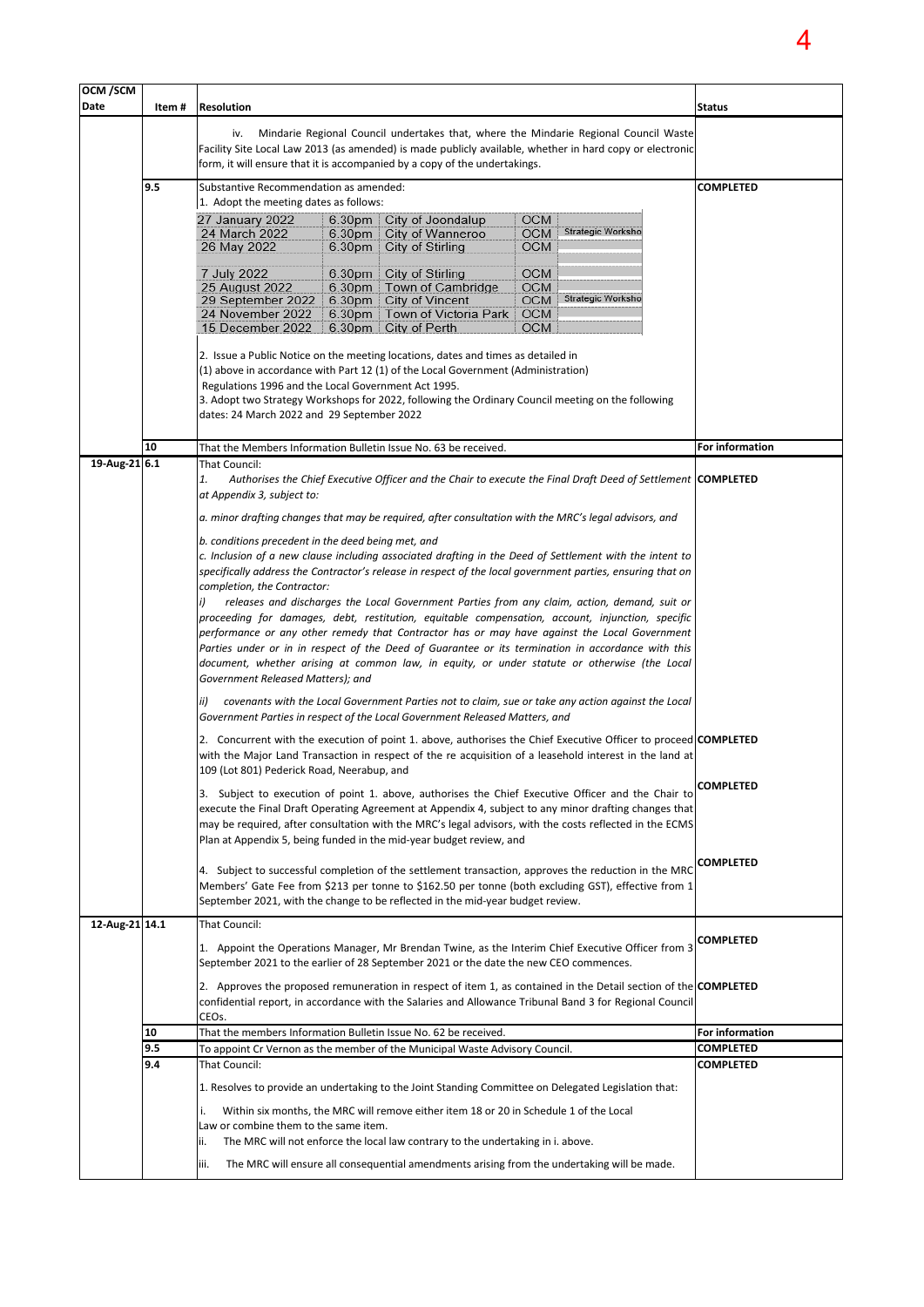| OCM /SCM Date | Item # | Resolution | Status |
|---|---|---|---|
| | | iv. Mindarie Regional Council undertakes that, where the Mindarie Regional Council Waste Facility Site Local Law 2013 (as amended) is made publicly available, whether in hard copy or electronic form, it will ensure that it is accompanied by a copy of the undertakings. | |
| | 9.5 | Substantive Recommendation as amended:<br>1. Adopt the meeting dates as follows:<br>27 January 2022 – 6.30pm – City of Joondalup – OCM<br>24 March 2022 – 6.30pm – City of Wanneroo – OCM – Strategic Worksho<br>26 May 2022 – 6.30pm – City of Stirling – OCM<br>7 July 2022 – 6.30pm – City of Stirling – OCM<br>25 August 2022 – 6.30pm – Town of Cambridge – OCM<br>29 September 2022 – 6.30pm – City of Vincent – OCM – Strategic Worksho<br>24 November 2022 – 6.30pm – Town of Victoria Park – OCM<br>15 December 2022 – 6.30pm – City of Perth – OCM<br><br>2. Issue a Public Notice on the meeting locations, dates and times as detailed in (1) above in accordance with Part 12 (1) of the Local Government (Administration) Regulations 1996 and the Local Government Act 1995.<br>3. Adopt two Strategy Workshops for 2022, following the Ordinary Council meeting on the following dates: 24 March 2022 and 29 September 2022 | **COMPLETED** |
| | 10 | That the Members Information Bulletin Issue No. 63 be received. | **For information** |
| 19-Aug-21 | 6.1 | That Council:<br>1. *Authorises the Chief Executive Officer and the Chair to execute the Final Draft Deed of Settlement at Appendix 3, subject to:*<br>*a. minor drafting changes that may be required, after consultation with the MRC's legal advisors, and*<br>*b. conditions precedent in the deed being met, and*<br>*c. Inclusion of a new clause including associated drafting in the Deed of Settlement with the intent to specifically address the Contractor's release in respect of the local government parties, ensuring that on completion, the Contractor:*<br>*i) releases and discharges the Local Government Parties from any claim, action, demand, suit or proceeding for damages, debt, restitution, equitable compensation, account, injunction, specific performance or any other remedy that Contractor has or may have against the Local Government Parties under or in in respect of the Deed of Guarantee or its termination in accordance with this document, whether arising at common law, in equity, or under statute or otherwise (the Local Government Released Matters); and*<br>*ii) covenants with the Local Government Parties not to claim, sue or take any action against the Local Government Parties in respect of the Local Government Released Matters, and* | **COMPLETED** |
| | | 2. Concurrent with the execution of point 1. above, authorises the Chief Executive Officer to proceed with the Major Land Transaction in respect of the re acquisition of a leasehold interest in the land at 109 (Lot 801) Pederick Road, Neerabup, and | **COMPLETED** |
| | | 3. Subject to execution of point 1. above, authorises the Chief Executive Officer and the Chair to execute the Final Draft Operating Agreement at Appendix 4, subject to any minor drafting changes that may be required, after consultation with the MRC's legal advisors, with the costs reflected in the ECMS Plan at Appendix 5, being funded in the mid-year budget review, and | **COMPLETED** |
| | | 4. Subject to successful completion of the settlement transaction, approves the reduction in the MRC Members' Gate Fee from $213 per tonne to $162.50 per tonne (both excluding GST), effective from 1 September 2021, with the change to be reflected in the mid-year budget review. | **COMPLETED** |
| 12-Aug-21 | 14.1 | That Council:<br>1. Appoint the Operations Manager, Mr Brendan Twine, as the Interim Chief Executive Officer from 3 September 2021 to the earlier of 28 September 2021 or the date the new CEO commences. | **COMPLETED** |
| | | 2. Approves the proposed remuneration in respect of item 1, as contained in the Detail section of the confidential report, in accordance with the Salaries and Allowance Tribunal Band 3 for Regional Council CEOs. | **COMPLETED** |
| | 10 | That the members Information Bulletin Issue No. 62 be received. | **For information** |
| | 9.5 | To appoint Cr Vernon as the member of the Municipal Waste Advisory Council. | **COMPLETED** |
| | 9.4 | That Council:<br>1. Resolves to provide an undertaking to the Joint Standing Committee on Delegated Legislation that:<br>i. Within six months, the MRC will remove either item 18 or 20 in Schedule 1 of the Local Law or combine them to the same item.<br>ii. The MRC will not enforce the local law contrary to the undertaking in i. above.<br>iii. The MRC will ensure all consequential amendments arising from the undertaking will be made. | **COMPLETED** |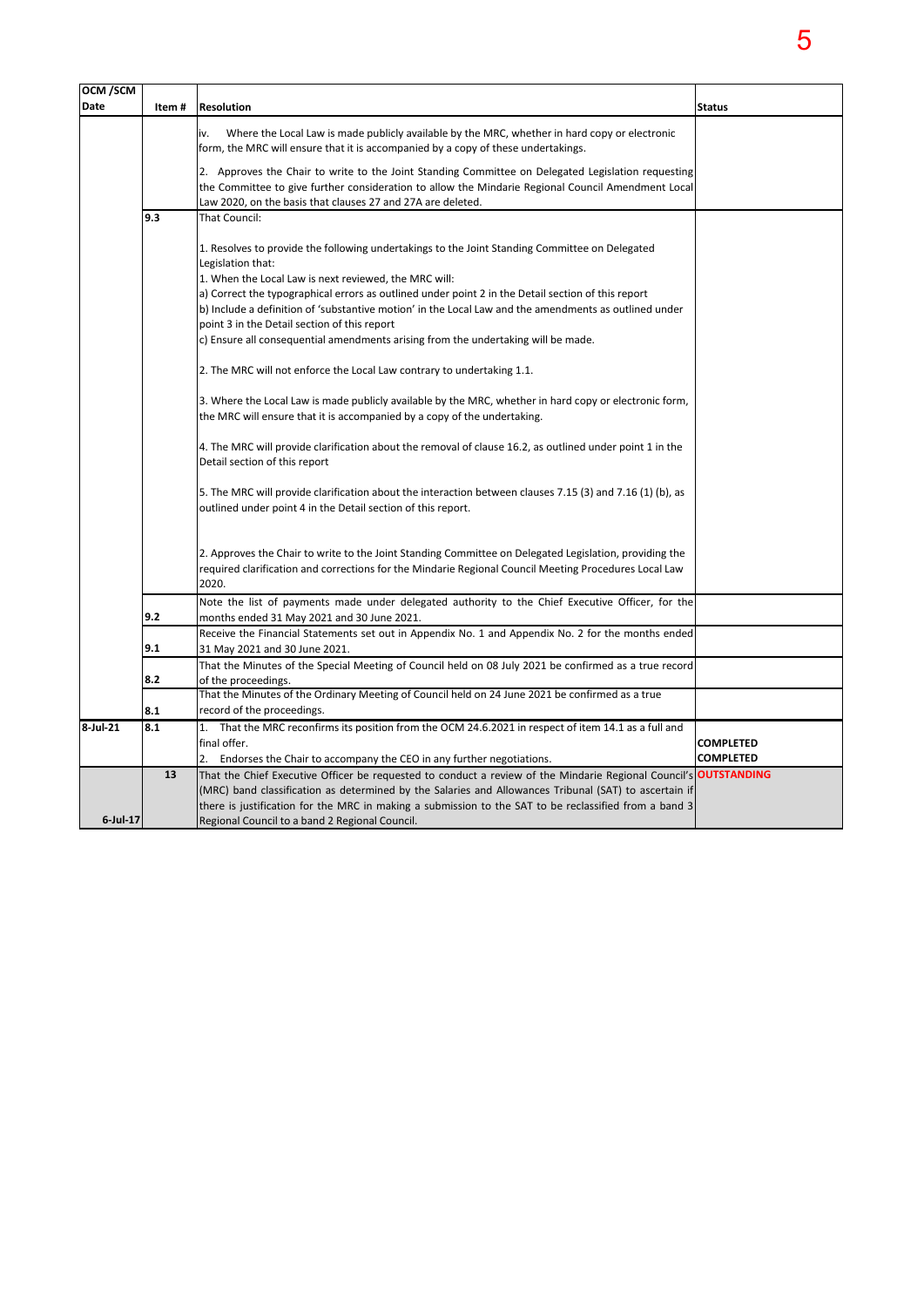| OCM /SCM Date | Item # | Resolution | Status |
|---|---|---|---|
| | | iv. Where the Local Law is made publicly available by the MRC, whether in hard copy or electronic form, the MRC will ensure that it is accompanied by a copy of these undertakings.<br><br>2. Approves the Chair to write to the Joint Standing Committee on Delegated Legislation requesting the Committee to give further consideration to allow the Mindarie Regional Council Amendment Local Law 2020, on the basis that clauses 27 and 27A are deleted. | |
| | 9.3 | That Council:<br><br>1. Resolves to provide the following undertakings to the Joint Standing Committee on Delegated Legislation that:<br>1. When the Local Law is next reviewed, the MRC will:<br>a) Correct the typographical errors as outlined under point 2 in the Detail section of this report<br>b) Include a definition of 'substantive motion' in the Local Law and the amendments as outlined under point 3 in the Detail section of this report<br>c) Ensure all consequential amendments arising from the undertaking will be made.<br><br>2. The MRC will not enforce the Local Law contrary to undertaking 1.1.<br><br>3. Where the Local Law is made publicly available by the MRC, whether in hard copy or electronic form, the MRC will ensure that it is accompanied by a copy of the undertaking.<br><br>4. The MRC will provide clarification about the removal of clause 16.2, as outlined under point 1 in the Detail section of this report<br><br>5. The MRC will provide clarification about the interaction between clauses 7.15 (3) and 7.16 (1) (b), as outlined under point 4 in the Detail section of this report.<br><br>2. Approves the Chair to write to the Joint Standing Committee on Delegated Legislation, providing the required clarification and corrections for the Mindarie Regional Council Meeting Procedures Local Law 2020. | |
| | 9.2 | Note the list of payments made under delegated authority to the Chief Executive Officer, for the months ended 31 May 2021 and 30 June 2021. | |
| | 9.1 | Receive the Financial Statements set out in Appendix No. 1 and Appendix No. 2 for the months ended 31 May 2021 and 30 June 2021. | |
| | 8.2 | That the Minutes of the Special Meeting of Council held on 08 July 2021 be confirmed as a true record of the proceedings. | |
| | 8.1 | That the Minutes of the Ordinary Meeting of Council held on 24 June 2021 be confirmed as a true record of the proceedings. | |
| 8-Jul-21 | 8.1 | 1. That the MRC reconfirms its position from the OCM 24.6.2021 in respect of item 14.1 as a full and final offer.<br>2. Endorses the Chair to accompany the CEO in any further negotiations. | COMPLETED<br>COMPLETED |
| 6-Jul-17 | 13 | That the Chief Executive Officer be requested to conduct a review of the Mindarie Regional Council's (MRC) band classification as determined by the Salaries and Allowances Tribunal (SAT) to ascertain if there is justification for the MRC in making a submission to the SAT to be reclassified from a band 3 Regional Council to a band 2 Regional Council. | OUTSTANDING |